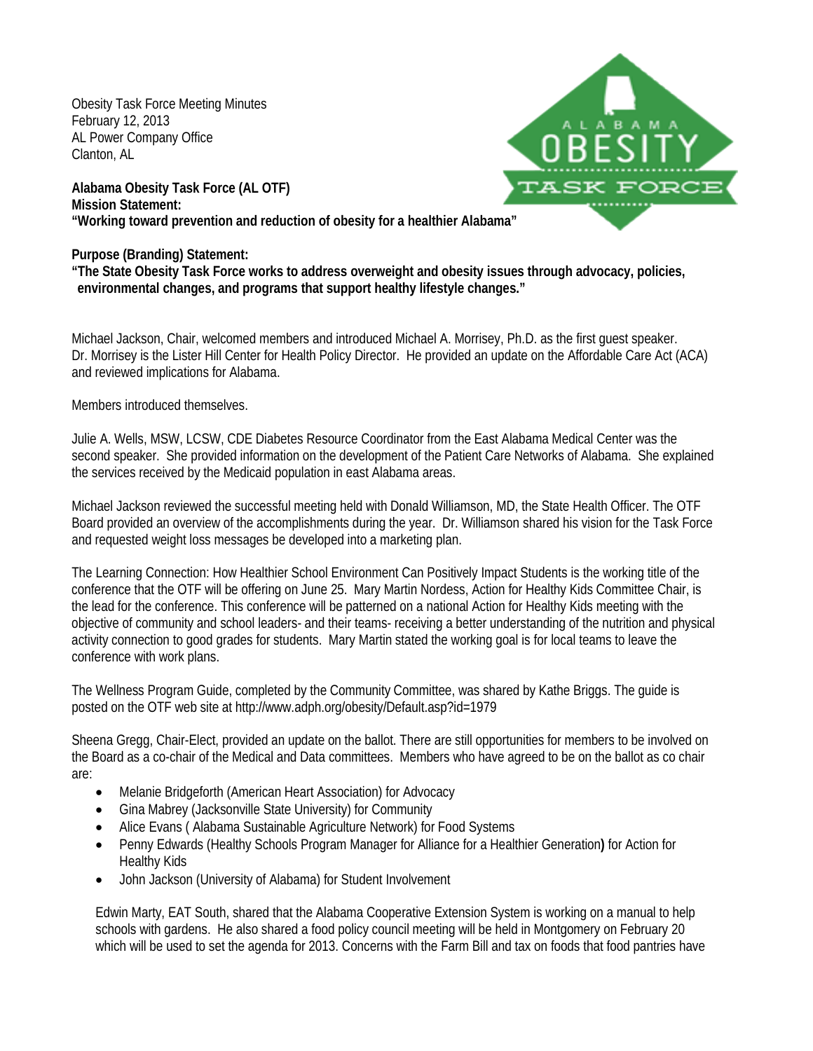Obesity Task Force Meeting Minutes
February 12, 2013
AL Power Company Office
Clanton, AL

**Alabama Obesity Task Force (AL OTF)**
**Mission Statement:**
**"Working toward prevention and reduction of obesity for a healthier Alabama"**

**Purpose (Branding) Statement:**
**"The State Obesity Task Force works to address overweight and obesity issues through advocacy, policies, environmental changes, and programs that support healthy lifestyle changes."**

Michael Jackson, Chair, welcomed members and introduced Michael A. Morrisey, Ph.D. as the first guest speaker. Dr. Morrisey is the Lister Hill Center for Health Policy Director. He provided an update on the Affordable Care Act (ACA) and reviewed implications for Alabama.

Members introduced themselves.

Julie A. Wells, MSW, LCSW, CDE Diabetes Resource Coordinator from the East Alabama Medical Center was the second speaker. She provided information on the development of the Patient Care Networks of Alabama. She explained the services received by the Medicaid population in east Alabama areas.

Michael Jackson reviewed the successful meeting held with Donald Williamson, MD, the State Health Officer. The OTF Board provided an overview of the accomplishments during the year. Dr. Williamson shared his vision for the Task Force and requested weight loss messages be developed into a marketing plan.

The Learning Connection: How Healthier School Environment Can Positively Impact Students is the working title of the conference that the OTF will be offering on June 25. Mary Martin Nordess, Action for Healthy Kids Committee Chair, is the lead for the conference. This conference will be patterned on a national Action for Healthy Kids meeting with the objective of community and school leaders- and their teams- receiving a better understanding of the nutrition and physical activity connection to good grades for students. Mary Martin stated the working goal is for local teams to leave the conference with work plans.

The Wellness Program Guide, completed by the Community Committee, was shared by Kathe Briggs. The guide is posted on the OTF web site at http://www.adph.org/obesity/Default.asp?id=1979

Sheena Gregg, Chair-Elect, provided an update on the ballot. There are still opportunities for members to be involved on the Board as a co-chair of the Medical and Data committees. Members who have agreed to be on the ballot as co chair are:

- Melanie Bridgeforth (American Heart Association) for Advocacy
- Gina Mabrey (Jacksonville State University) for Community
- Alice Evans ( Alabama Sustainable Agriculture Network) for Food Systems
- Penny Edwards (Healthy Schools Program Manager for Alliance for a Healthier Generation**)** for Action for Healthy Kids
- John Jackson (University of Alabama) for Student Involvement

Edwin Marty, EAT South, shared that the Alabama Cooperative Extension System is working on a manual to help schools with gardens. He also shared a food policy council meeting will be held in Montgomery on February 20 which will be used to set the agenda for 2013. Concerns with the Farm Bill and tax on foods that food pantries have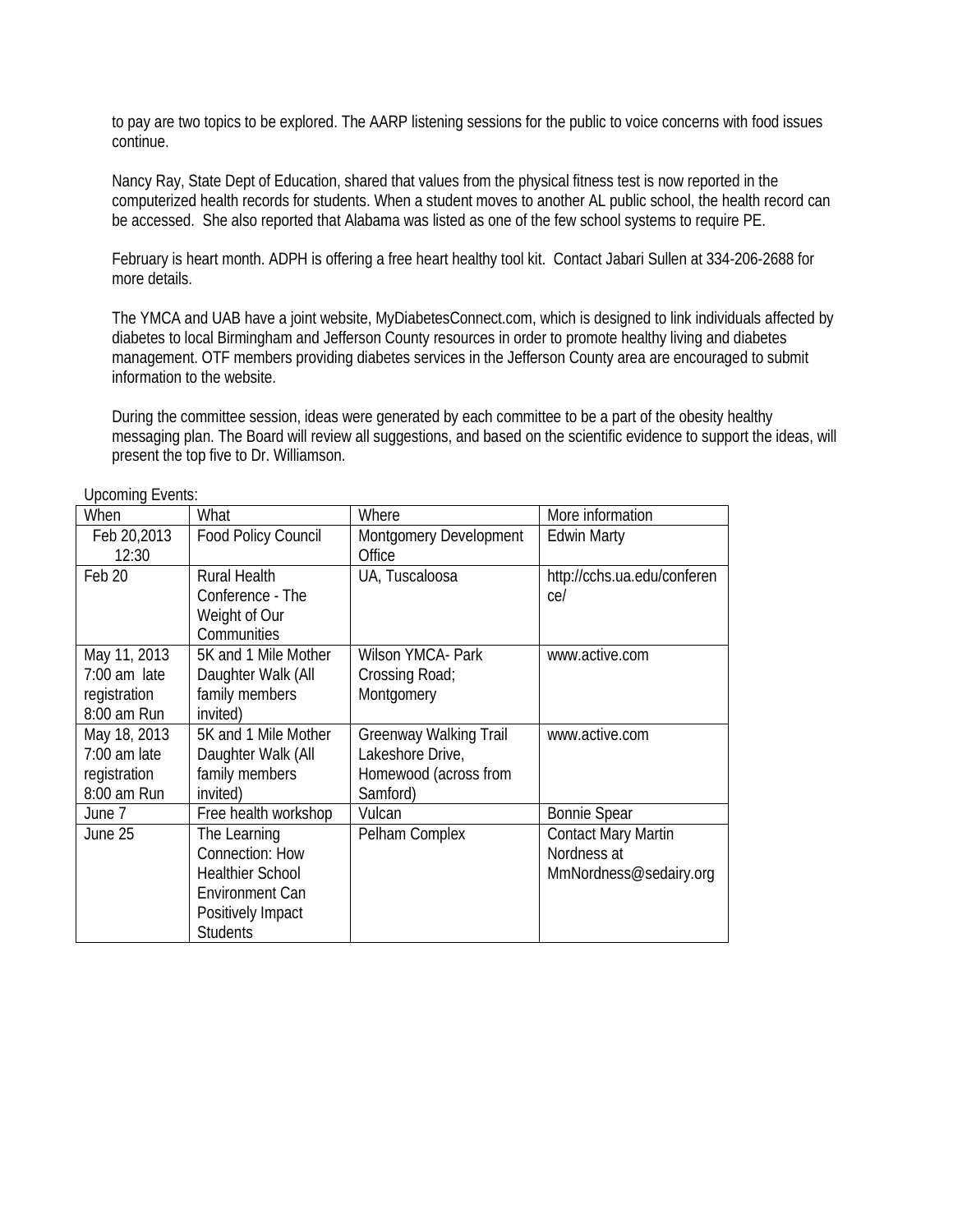to pay are two topics to be explored. The AARP listening sessions for the public to voice concerns with food issues continue.

Nancy Ray, State Dept of Education, shared that values from the physical fitness test is now reported in the computerized health records for students. When a student moves to another AL public school, the health record can be accessed. She also reported that Alabama was listed as one of the few school systems to require PE.

February is heart month. ADPH is offering a free heart healthy tool kit. Contact Jabari Sullen at 334-206-2688 for more details.

The YMCA and UAB have a joint website, MyDiabetesConnect.com, which is designed to link individuals affected by diabetes to local Birmingham and Jefferson County resources in order to promote healthy living and diabetes management. OTF members providing diabetes services in the Jefferson County area are encouraged to submit information to the website.

During the committee session, ideas were generated by each committee to be a part of the obesity healthy messaging plan. The Board will review all suggestions, and based on the scientific evidence to support the ideas, will present the top five to Dr. Williamson.

Upcoming Events:

| When | What | Where | More information |
|---|---|---|---|
| Feb 20,2013 12:30 | Food Policy Council | Montgomery Development Office | Edwin Marty |
| Feb 20 | Rural Health Conference - The Weight of Our Communities | UA, Tuscaloosa | http://cchs.ua.edu/conference/ |
| May 11, 2013 7:00 am late registration 8:00 am Run | 5K and 1 Mile Mother Daughter Walk (All family members invited) | Wilson YMCA- Park Crossing Road; Montgomery | www.active.com |
| May 18, 2013 7:00 am late registration 8:00 am Run | 5K and 1 Mile Mother Daughter Walk (All family members invited) | Greenway Walking Trail Lakeshore Drive, Homewood (across from Samford) | www.active.com |
| June 7 | Free health workshop | Vulcan | Bonnie Spear |
| June 25 | The Learning Connection: How Healthier School Environment Can Positively Impact Students | Pelham Complex | Contact Mary Martin Nordness at MmNordness@sedairy.org |